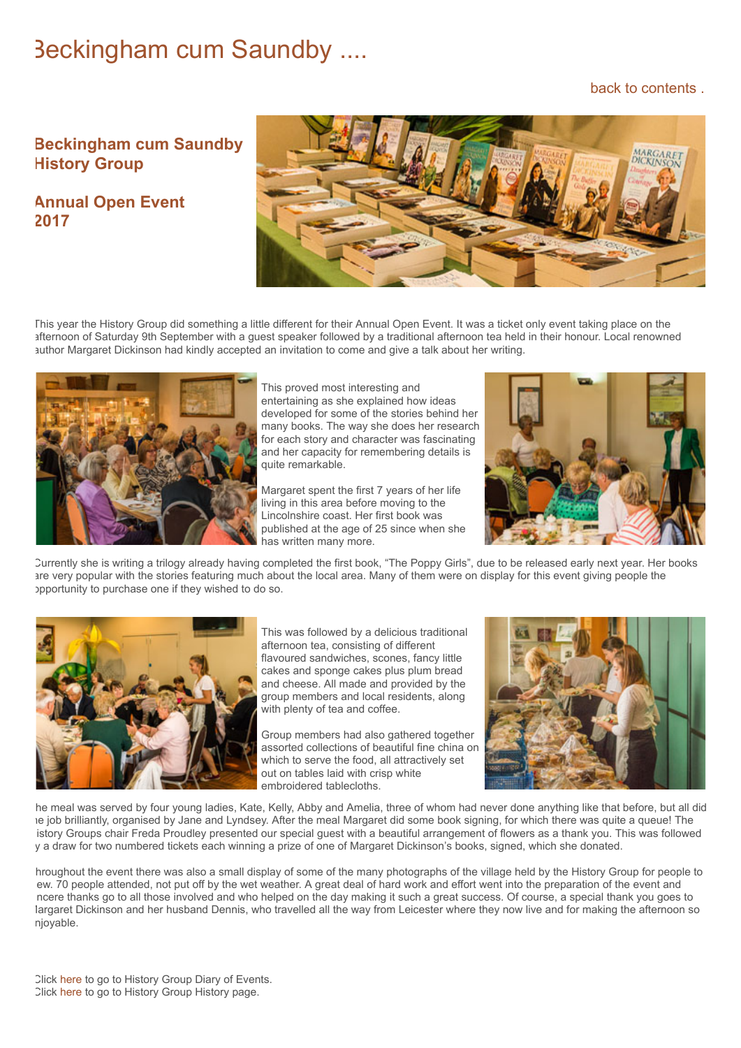# Beckingham cum Saundby ....

back to contents .

## Beckingham cum Saundby History Group

## Annual Open Event 2017

This year the History Group did something a little different for their Annual Open Event. It was a ticket only event taking place on the afternoon of Saturday 9th September with a guest speaker followed by a traditional afternoon tea held in their honour. Local renowned author Margaret Dickinson had kindly accepted an invitation to come and give a talk about her writing.

This proved most interesting and entertaining as she explained how ideas developed for some of the stories behind her many books. The way she does her research for each story and character was fascinating and her capacity for remembering details is quite remarkable.

Margaret spent the first 7 years of her life living in this area before moving to the Lincolnshire coast. Her first book was published at the age of 25 since when she has written many more.

Currently she is writing a trilogy already having completed the first book, "The Poppy Girls", due to be released early next year. Her books are very popular with the stories featuring much about the local area. Many of them were on display for this event giving people the opportunity to purchase one if they wished to do so.

This was followed by a delicious traditional afternoon tea, consisting of different flavoured sandwiches, scones, fancy little cakes and sponge cakes plus plum bread and cheese. All made and provided by the group members and local residents, along with plenty of tea and coffee.

Group members had also gathered together assorted collections of beautiful fine china on which to serve the food, all attractively set out on tables laid with crisp white embroidered tablecloths.

The meal was served by four young ladies, Kate, Kelly, Abby and Amelia, three of whom had never done anything like that before, but all did the job brilliantly, organised by Jane and Lyndsey. After the meal Margaret did some book signing, for which there was quite a queue! The History Groups chair Freda Proudley presented our special guest with a beautiful arrangement of flowers as a thank you. This was followed by a draw for two numbered tickets each winning a prize of one of Margaret Dickinson's books, signed, which she donated.

Throughout the event there was also a small display of some of the many photographs of the village held by the History Group for people to view. 70 people attended, not put off by the wet weather. A great deal of hard work and effort went into the preparation of the event and sincere thanks go to all those involved and who helped on the day making it such a great success. Of course, a special thank you goes to Margaret Dickinson and her husband Dennis, who travelled all the way from Leicester where they now live and for making the afternoon so enjoyable.

Click here to go to History Group Diary of Events.
Click here to go to History Group History page.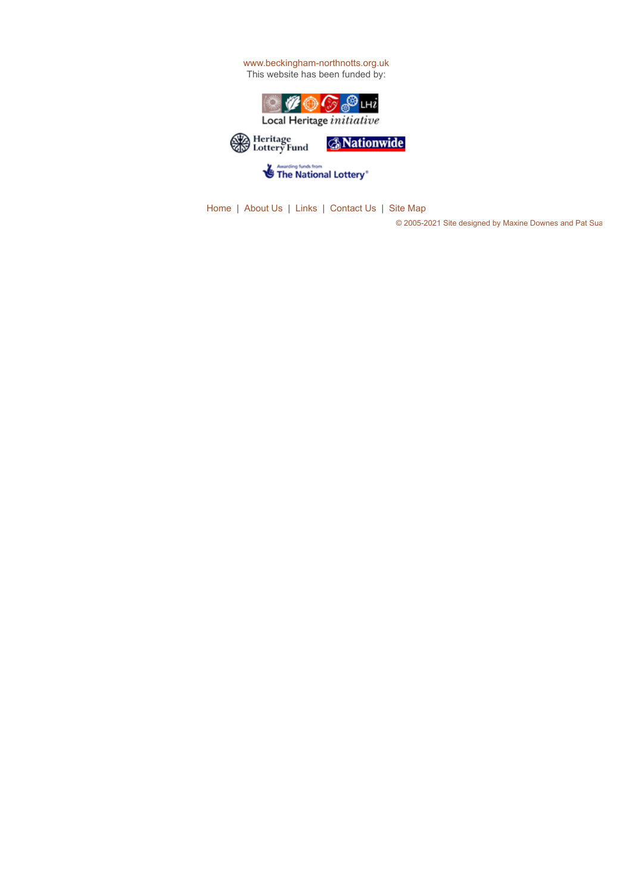www.beckingham-northnotts.org.uk
This website has been funded by:

Local Heritage *initiative*

Heritage Lottery Fund

Nationwide

Awarding funds from The National Lottery®

Home | About Us | Links | Contact Us | Site Map

© 2005-2021 Site designed by Maxine Downes and Pat Sua